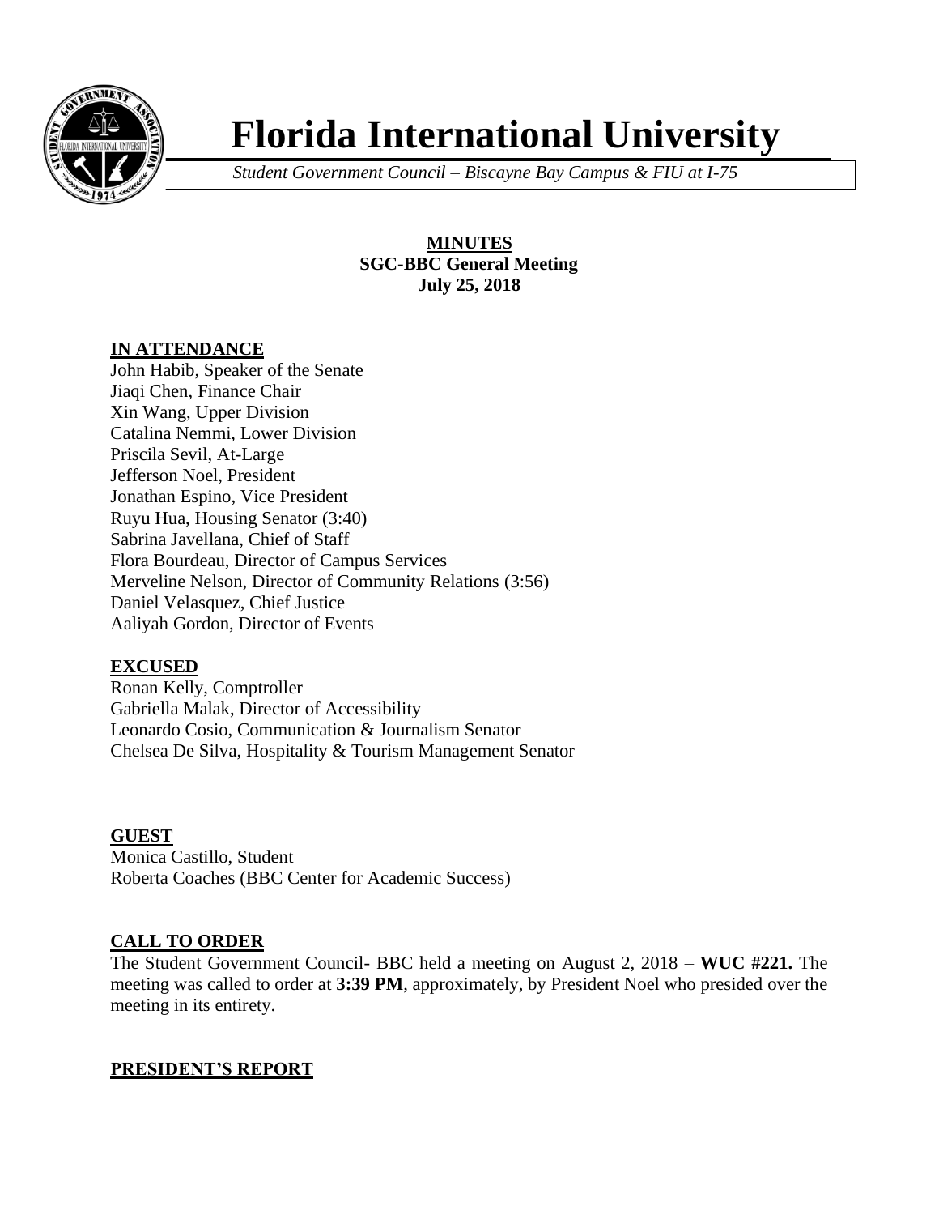# Florida International University

*Student Government Council – Biscayne Bay Campus & FIU at I-75*

**MINUTES**
**SGC-BBC General Meeting**
**July 25, 2018**

## IN ATTENDANCE

John Habib, Speaker of the Senate
Jiaqi Chen, Finance Chair
Xin Wang, Upper Division
Catalina Nemmi, Lower Division
Priscila Sevil, At-Large
Jefferson Noel, President
Jonathan Espino, Vice President
Ruyu Hua, Housing Senator (3:40)
Sabrina Javellana, Chief of Staff
Flora Bourdeau, Director of Campus Services
Merveline Nelson, Director of Community Relations (3:56)
Daniel Velasquez, Chief Justice
Aaliyah Gordon, Director of Events

## EXCUSED

Ronan Kelly, Comptroller
Gabriella Malak, Director of Accessibility
Leonardo Cosio, Communication & Journalism Senator
Chelsea De Silva, Hospitality & Tourism Management Senator

## GUEST

Monica Castillo, Student
Roberta Coaches (BBC Center for Academic Success)

## CALL TO ORDER

The Student Government Council- BBC held a meeting on August 2, 2018 – **WUC #221.** The meeting was called to order at **3:39 PM**, approximately, by President Noel who presided over the meeting in its entirety.

## PRESIDENT'S REPORT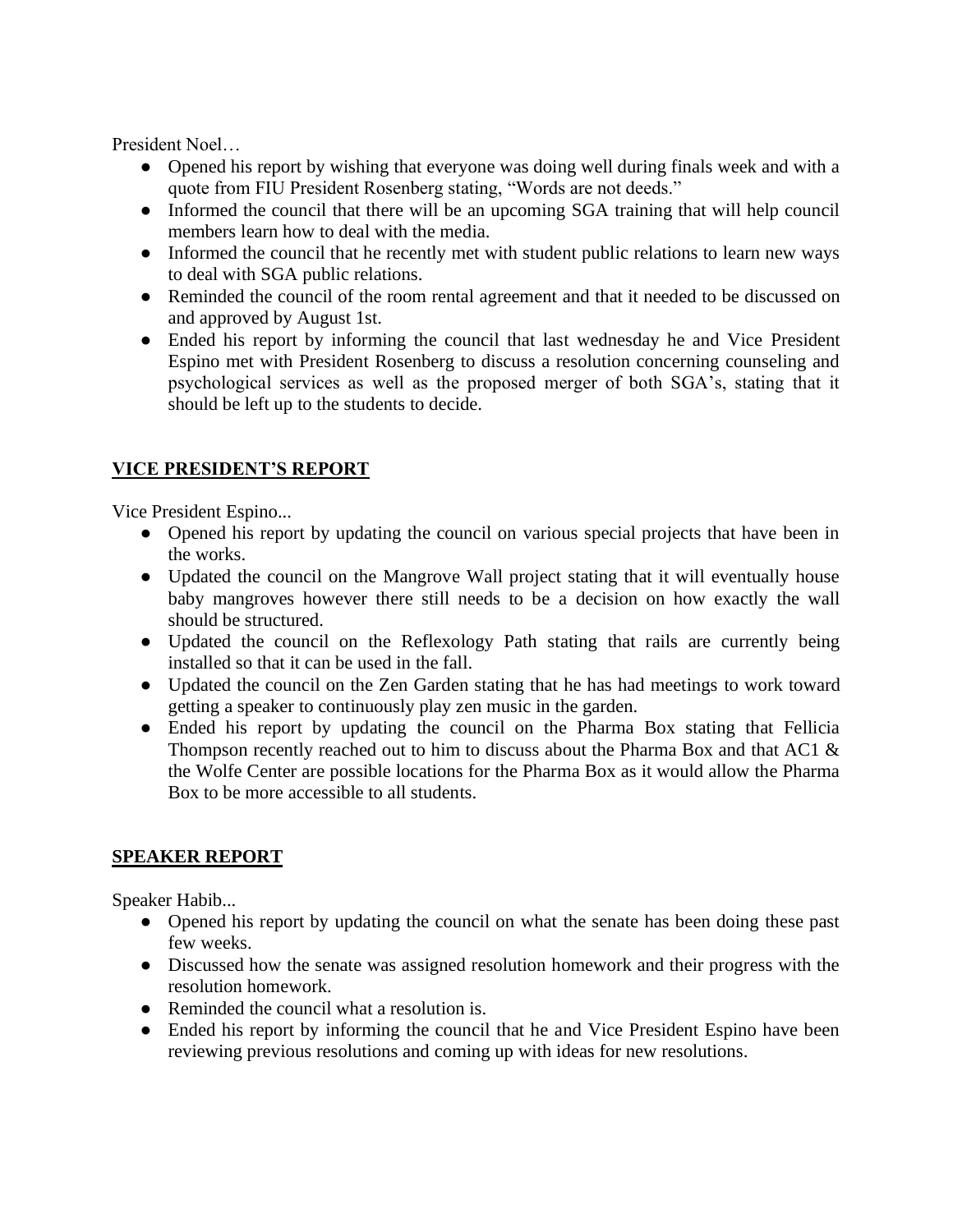President Noel…

- Opened his report by wishing that everyone was doing well during finals week and with a quote from FIU President Rosenberg stating, "Words are not deeds."
- Informed the council that there will be an upcoming SGA training that will help council members learn how to deal with the media.
- Informed the council that he recently met with student public relations to learn new ways to deal with SGA public relations.
- Reminded the council of the room rental agreement and that it needed to be discussed on and approved by August 1st.
- Ended his report by informing the council that last wednesday he and Vice President Espino met with President Rosenberg to discuss a resolution concerning counseling and psychological services as well as the proposed merger of both SGA's, stating that it should be left up to the students to decide.

## VICE PRESIDENT'S REPORT

Vice President Espino...

- Opened his report by updating the council on various special projects that have been in the works.
- Updated the council on the Mangrove Wall project stating that it will eventually house baby mangroves however there still needs to be a decision on how exactly the wall should be structured.
- Updated the council on the Reflexology Path stating that rails are currently being installed so that it can be used in the fall.
- Updated the council on the Zen Garden stating that he has had meetings to work toward getting a speaker to continuously play zen music in the garden.
- Ended his report by updating the council on the Pharma Box stating that Fellicia Thompson recently reached out to him to discuss about the Pharma Box and that AC1 & the Wolfe Center are possible locations for the Pharma Box as it would allow the Pharma Box to be more accessible to all students.

## SPEAKER REPORT

Speaker Habib...

- Opened his report by updating the council on what the senate has been doing these past few weeks.
- Discussed how the senate was assigned resolution homework and their progress with the resolution homework.
- Reminded the council what a resolution is.
- Ended his report by informing the council that he and Vice President Espino have been reviewing previous resolutions and coming up with ideas for new resolutions.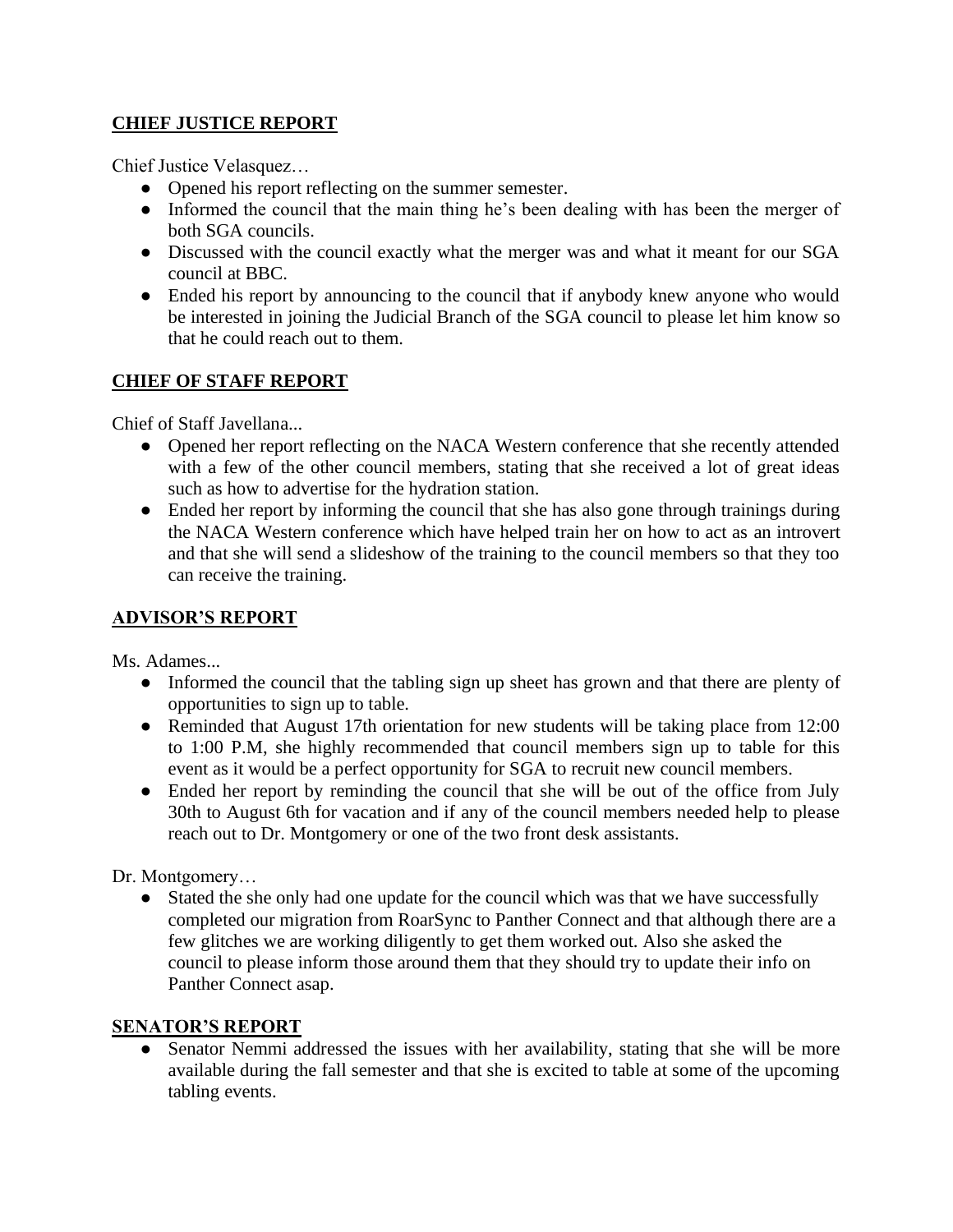## CHIEF JUSTICE REPORT

Chief Justice Velasquez…

- Opened his report reflecting on the summer semester.
- Informed the council that the main thing he's been dealing with has been the merger of both SGA councils.
- Discussed with the council exactly what the merger was and what it meant for our SGA council at BBC.
- Ended his report by announcing to the council that if anybody knew anyone who would be interested in joining the Judicial Branch of the SGA council to please let him know so that he could reach out to them.

## CHIEF OF STAFF REPORT

Chief of Staff Javellana...

- Opened her report reflecting on the NACA Western conference that she recently attended with a few of the other council members, stating that she received a lot of great ideas such as how to advertise for the hydration station.
- Ended her report by informing the council that she has also gone through trainings during the NACA Western conference which have helped train her on how to act as an introvert and that she will send a slideshow of the training to the council members so that they too can receive the training.

## ADVISOR'S REPORT

Ms. Adames...

- Informed the council that the tabling sign up sheet has grown and that there are plenty of opportunities to sign up to table.
- Reminded that August 17th orientation for new students will be taking place from 12:00 to 1:00 P.M, she highly recommended that council members sign up to table for this event as it would be a perfect opportunity for SGA to recruit new council members.
- Ended her report by reminding the council that she will be out of the office from July 30th to August 6th for vacation and if any of the council members needed help to please reach out to Dr. Montgomery or one of the two front desk assistants.

Dr. Montgomery…

- Stated the she only had one update for the council which was that we have successfully completed our migration from RoarSync to Panther Connect and that although there are a few glitches we are working diligently to get them worked out. Also she asked the council to please inform those around them that they should try to update their info on Panther Connect asap.

## SENATOR'S REPORT

- Senator Nemmi addressed the issues with her availability, stating that she will be more available during the fall semester and that she is excited to table at some of the upcoming tabling events.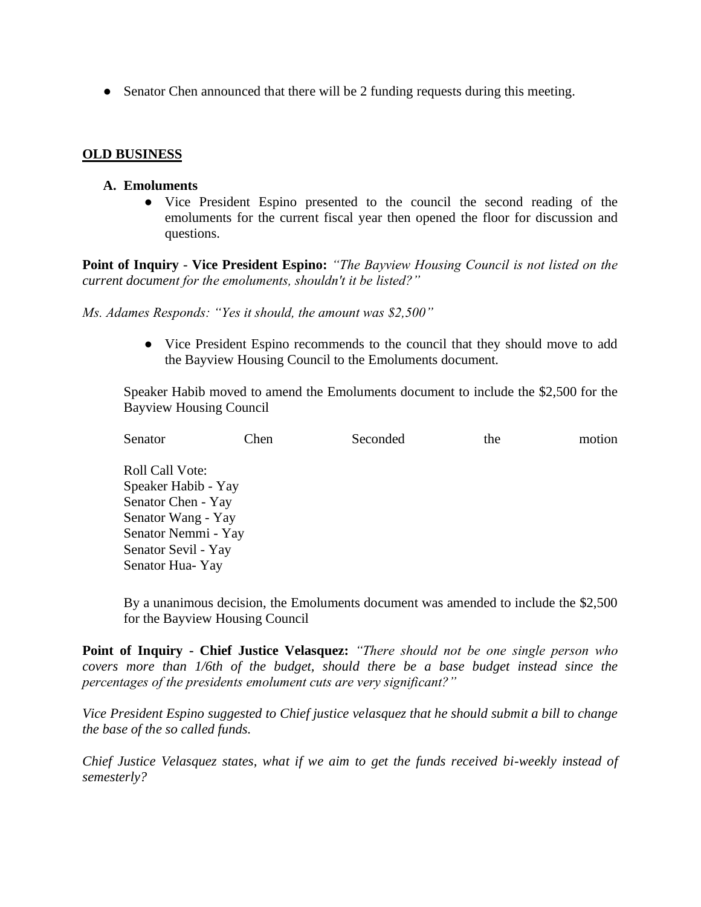- Senator Chen announced that there will be 2 funding requests during this meeting.

**OLD BUSINESS**

**A. Emoluments**

- Vice President Espino presented to the council the second reading of the emoluments for the current fiscal year then opened the floor for discussion and questions.

**Point of Inquiry - Vice President Espino:** *"The Bayview Housing Council is not listed on the current document for the emoluments, shouldn't it be listed?"*

*Ms. Adames Responds: "Yes it should, the amount was $2,500"*

- Vice President Espino recommends to the council that they should move to add the Bayview Housing Council to the Emoluments document.

Speaker Habib moved to amend the Emoluments document to include the $2,500 for the Bayview Housing Council

Senator Chen Seconded the motion

Roll Call Vote:
Speaker Habib - Yay
Senator Chen - Yay
Senator Wang - Yay
Senator Nemmi - Yay
Senator Sevil - Yay
Senator Hua- Yay

By a unanimous decision, the Emoluments document was amended to include the $2,500 for the Bayview Housing Council

**Point of Inquiry - Chief Justice Velasquez:** *"There should not be one single person who covers more than 1/6th of the budget, should there be a base budget instead since the percentages of the presidents emolument cuts are very significant?"*

*Vice President Espino suggested to Chief justice velasquez that he should submit a bill to change the base of the so called funds.*

*Chief Justice Velasquez states, what if we aim to get the funds received bi-weekly instead of semesterly?*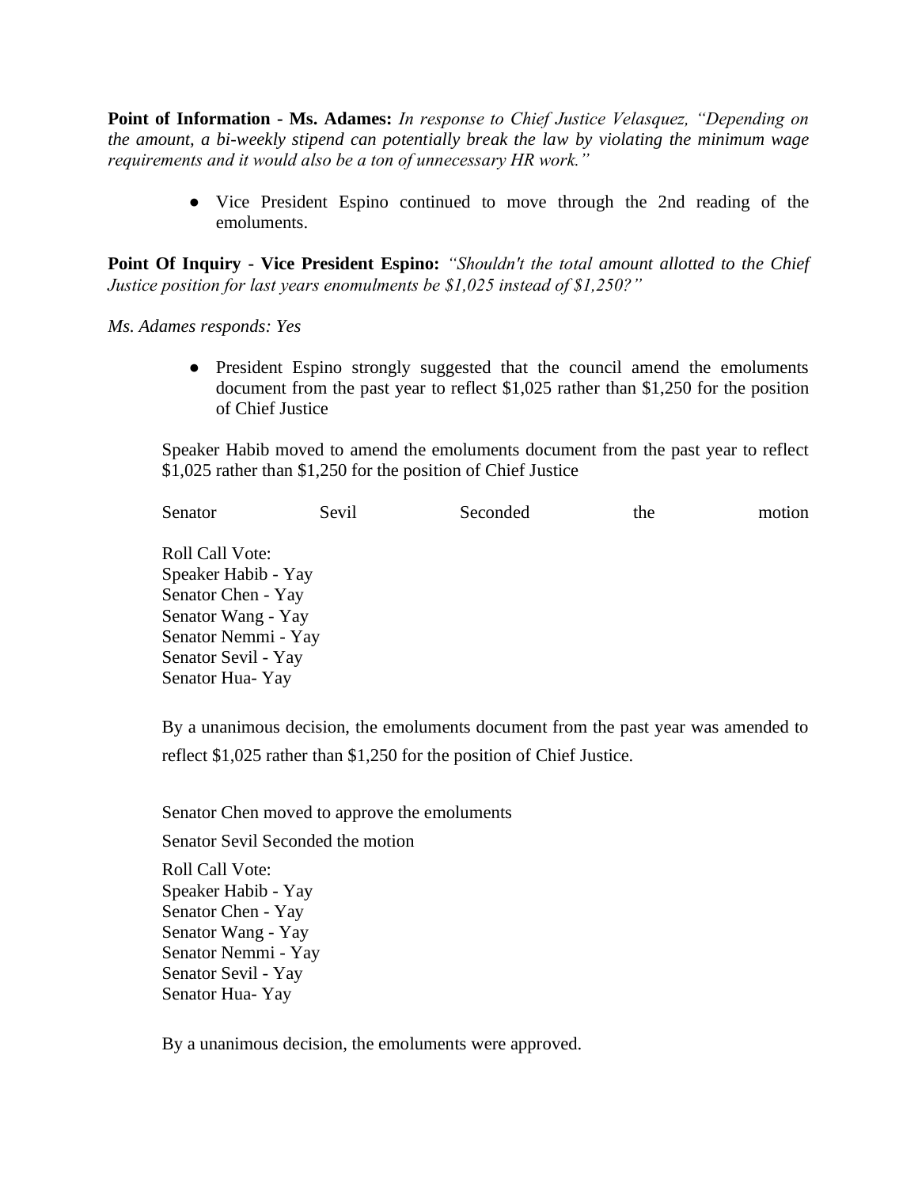**Point of Information - Ms. Adames:** *In response to Chief Justice Velasquez, "Depending on the amount, a bi-weekly stipend can potentially break the law by violating the minimum wage requirements and it would also be a ton of unnecessary HR work."*

- Vice President Espino continued to move through the 2nd reading of the emoluments.

**Point Of Inquiry - Vice President Espino:** *"Shouldn't the total amount allotted to the Chief Justice position for last years enomulments be $1,025 instead of $1,250?"*

*Ms. Adames responds: Yes*

- President Espino strongly suggested that the council amend the emoluments document from the past year to reflect $1,025 rather than $1,250 for the position of Chief Justice

Speaker Habib moved to amend the emoluments document from the past year to reflect $1,025 rather than $1,250 for the position of Chief Justice

Senator Sevil Seconded the motion

Roll Call Vote:
Speaker Habib - Yay
Senator Chen - Yay
Senator Wang - Yay
Senator Nemmi - Yay
Senator Sevil - Yay
Senator Hua- Yay

By a unanimous decision, the emoluments document from the past year was amended to reflect $1,025 rather than $1,250 for the position of Chief Justice.

Senator Chen moved to approve the emoluments

Senator Sevil Seconded the motion

Roll Call Vote:
Speaker Habib - Yay
Senator Chen - Yay
Senator Wang - Yay
Senator Nemmi - Yay
Senator Sevil - Yay
Senator Hua- Yay

By a unanimous decision, the emoluments were approved.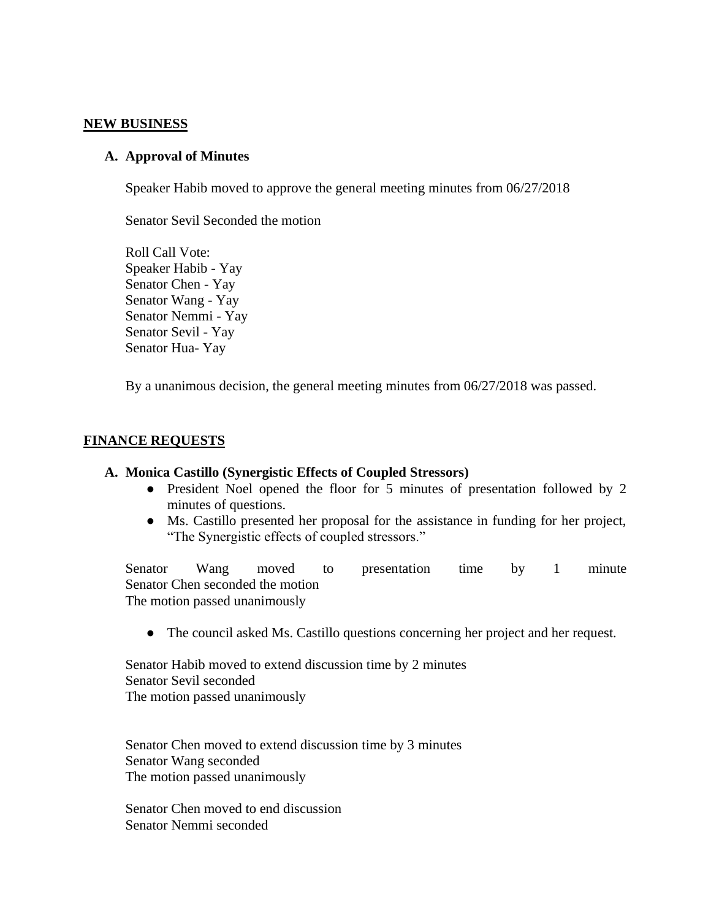## NEW BUSINESS

### A. Approval of Minutes

Speaker Habib moved to approve the general meeting minutes from 06/27/2018

Senator Sevil Seconded the motion

Roll Call Vote:
Speaker Habib - Yay
Senator Chen - Yay
Senator Wang - Yay
Senator Nemmi - Yay
Senator Sevil - Yay
Senator Hua- Yay

By a unanimous decision, the general meeting minutes from 06/27/2018 was passed.

## FINANCE REQUESTS

### A. Monica Castillo (Synergistic Effects of Coupled Stressors)

- President Noel opened the floor for 5 minutes of presentation followed by 2 minutes of questions.
- Ms. Castillo presented her proposal for the assistance in funding for her project, "The Synergistic effects of coupled stressors."

Senator Wang moved to presentation time by 1 minute
Senator Chen seconded the motion
The motion passed unanimously

- The council asked Ms. Castillo questions concerning her project and her request.

Senator Habib moved to extend discussion time by 2 minutes
Senator Sevil seconded
The motion passed unanimously

Senator Chen moved to extend discussion time by 3 minutes
Senator Wang seconded
The motion passed unanimously

Senator Chen moved to end discussion
Senator Nemmi seconded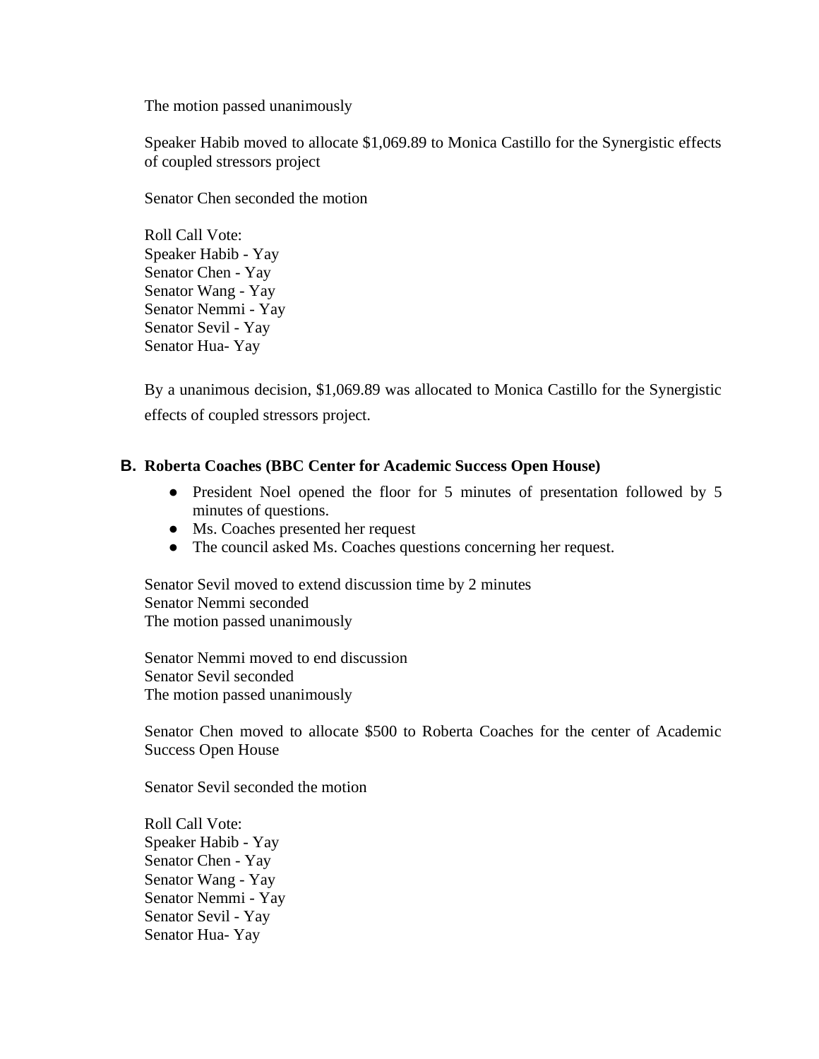The motion passed unanimously

Speaker Habib moved to allocate $1,069.89 to Monica Castillo for the Synergistic effects of coupled stressors project

Senator Chen seconded the motion

Roll Call Vote:
Speaker Habib - Yay
Senator Chen - Yay
Senator Wang - Yay
Senator Nemmi - Yay
Senator Sevil - Yay
Senator Hua- Yay

By a unanimous decision, $1,069.89 was allocated to Monica Castillo for the Synergistic effects of coupled stressors project.

### B. Roberta Coaches (BBC Center for Academic Success Open House)

- President Noel opened the floor for 5 minutes of presentation followed by 5 minutes of questions.
- Ms. Coaches presented her request
- The council asked Ms. Coaches questions concerning her request.

Senator Sevil moved to extend discussion time by 2 minutes
Senator Nemmi seconded
The motion passed unanimously

Senator Nemmi moved to end discussion
Senator Sevil seconded
The motion passed unanimously

Senator Chen moved to allocate $500 to Roberta Coaches for the center of Academic Success Open House

Senator Sevil seconded the motion

Roll Call Vote:
Speaker Habib - Yay
Senator Chen - Yay
Senator Wang - Yay
Senator Nemmi - Yay
Senator Sevil - Yay
Senator Hua- Yay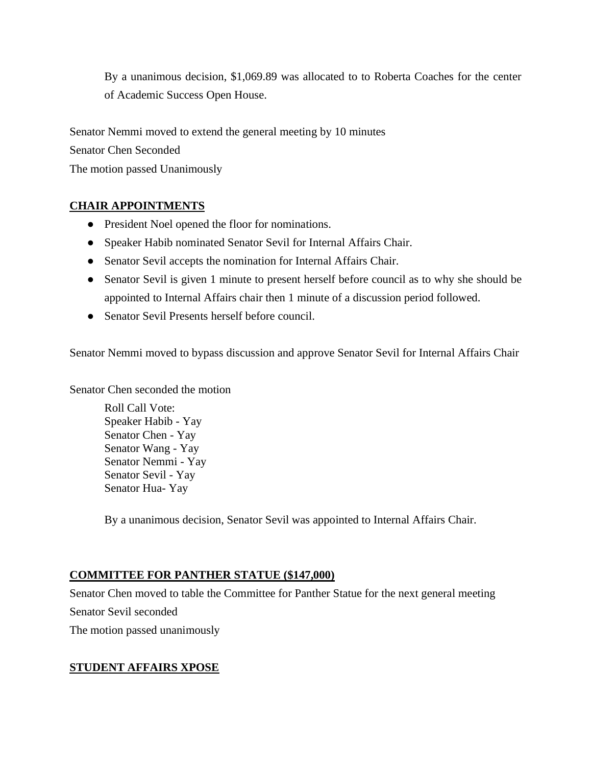By a unanimous decision, $1,069.89 was allocated to to Roberta Coaches for the center of Academic Success Open House.

Senator Nemmi moved to extend the general meeting by 10 minutes
Senator Chen Seconded
The motion passed Unanimously

## CHAIR APPOINTMENTS

- President Noel opened the floor for nominations.
- Speaker Habib nominated Senator Sevil for Internal Affairs Chair.
- Senator Sevil accepts the nomination for Internal Affairs Chair.
- Senator Sevil is given 1 minute to present herself before council as to why she should be appointed to Internal Affairs chair then 1 minute of a discussion period followed.
- Senator Sevil Presents herself before council.

Senator Nemmi moved to bypass discussion and approve Senator Sevil for Internal Affairs Chair

Senator Chen seconded the motion

Roll Call Vote:
Speaker Habib - Yay
Senator Chen - Yay
Senator Wang - Yay
Senator Nemmi - Yay
Senator Sevil - Yay
Senator Hua- Yay

By a unanimous decision, Senator Sevil was appointed to Internal Affairs Chair.

## COMMITTEE FOR PANTHER STATUE ($147,000)

Senator Chen moved to table the Committee for Panther Statue for the next general meeting
Senator Sevil seconded
The motion passed unanimously

## STUDENT AFFAIRS XPOSE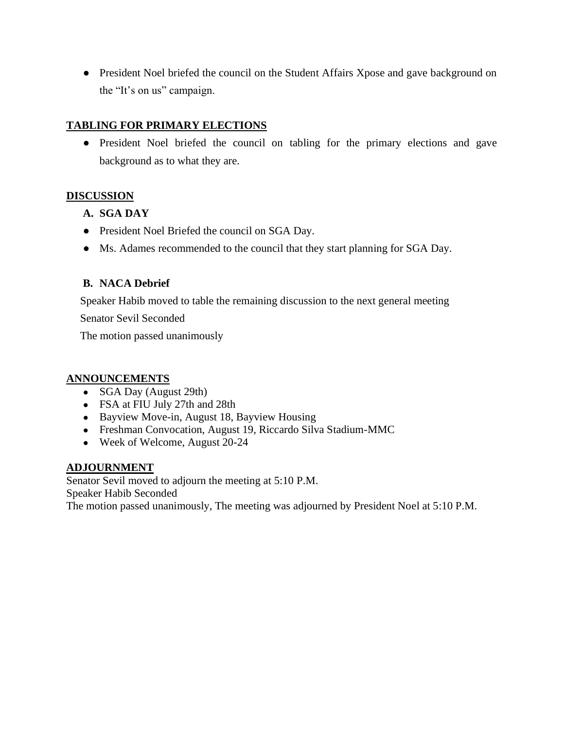- President Noel briefed the council on the Student Affairs Xpose and gave background on the "It's on us" campaign.

## TABLING FOR PRIMARY ELECTIONS

- President Noel briefed the council on tabling for the primary elections and gave background as to what they are.

## DISCUSSION

### A. SGA DAY

- President Noel Briefed the council on SGA Day.
- Ms. Adames recommended to the council that they start planning for SGA Day.

### B. NACA Debrief

Speaker Habib moved to table the remaining discussion to the next general meeting

Senator Sevil Seconded

The motion passed unanimously

## ANNOUNCEMENTS

- SGA Day (August 29th)
- FSA at FIU July 27th and 28th
- Bayview Move-in, August 18, Bayview Housing
- Freshman Convocation, August 19, Riccardo Silva Stadium-MMC
- Week of Welcome, August 20-24

## ADJOURNMENT

Senator Sevil moved to adjourn the meeting at 5:10 P.M.
Speaker Habib Seconded
The motion passed unanimously, The meeting was adjourned by President Noel at 5:10 P.M.